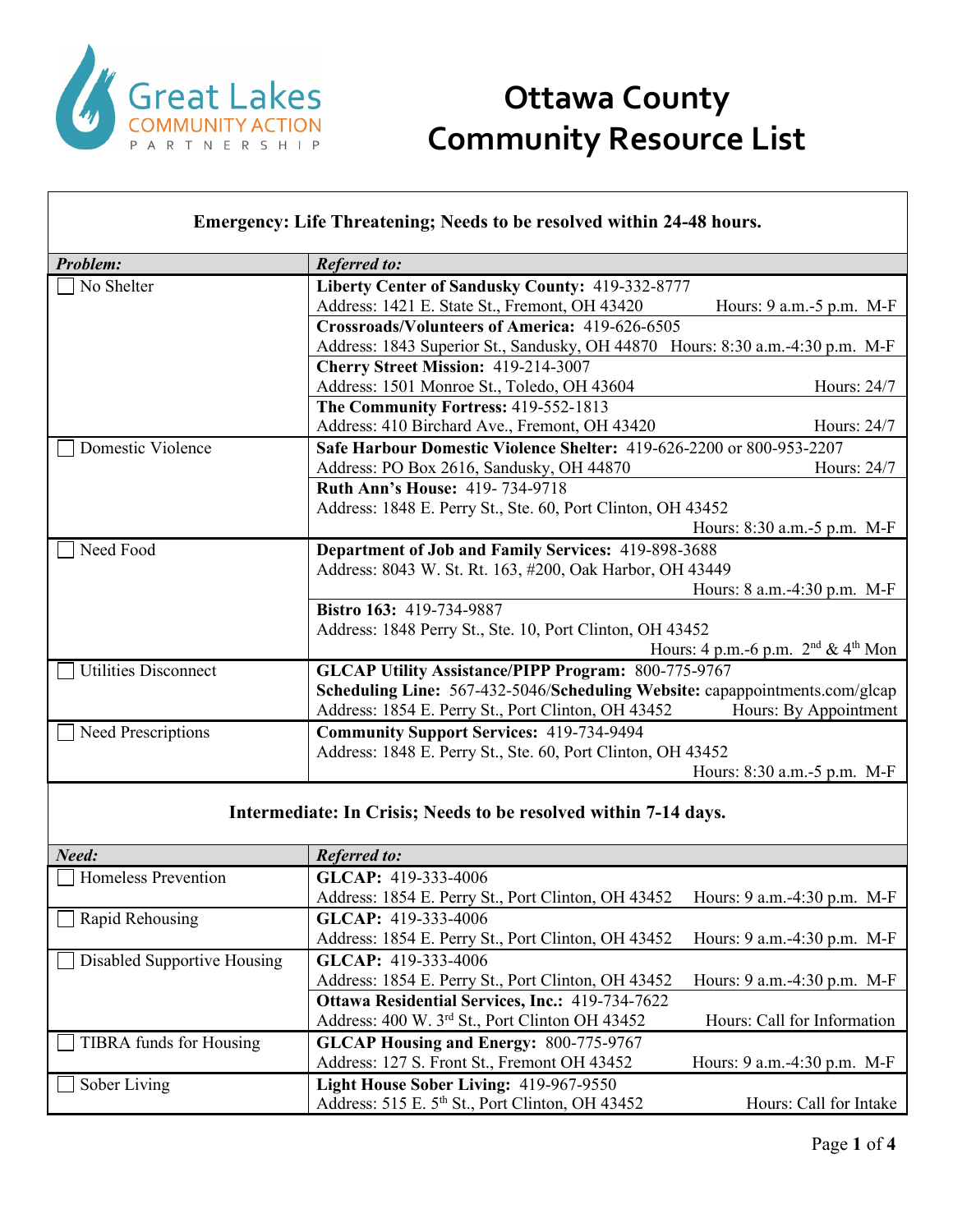Great Lakes COMMUNITY ACTION PARTNERSHIP

# Ottawa County Community Resource List

## Emergency: Life Threatening; Needs to be resolved within 24-48 hours.

| *Problem:* | *Referred to:* |
| --- | --- |
| ☐ No Shelter | **Liberty Center of Sandusky County:** 419-332-8777<br>Address: 1421 E. State St., Fremont, OH 43420 Hours: 9 a.m.-5 p.m. M-F |
| | **Crossroads/Volunteers of America:** 419-626-6505<br>Address: 1843 Superior St., Sandusky, OH 44870 Hours: 8:30 a.m.-4:30 p.m. M-F |
| | **Cherry Street Mission:** 419-214-3007<br>Address: 1501 Monroe St., Toledo, OH 43604 Hours: 24/7 |
| | **The Community Fortress:** 419-552-1813<br>Address: 410 Birchard Ave., Fremont, OH 43420 Hours: 24/7 |
| ☐ Domestic Violence | **Safe Harbour Domestic Violence Shelter:** 419-626-2200 or 800-953-2207<br>Address: PO Box 2616, Sandusky, OH 44870 Hours: 24/7 |
| | **Ruth Ann's House:** 419- 734-9718<br>Address: 1848 E. Perry St., Ste. 60, Port Clinton, OH 43452<br>Hours: 8:30 a.m.-5 p.m. M-F |
| ☐ Need Food | **Department of Job and Family Services:** 419-898-3688<br>Address: 8043 W. St. Rt. 163, #200, Oak Harbor, OH 43449<br>Hours: 8 a.m.-4:30 p.m. M-F |
| | **Bistro 163:** 419-734-9887<br>Address: 1848 Perry St., Ste. 10, Port Clinton, OH 43452<br>Hours: 4 p.m.-6 p.m. 2nd & 4th Mon |
| ☐ Utilities Disconnect | **GLCAP Utility Assistance/PIPP Program:** 800-775-9767<br>**Scheduling Line:** 567-432-5046/**Scheduling Website:** capappointments.com/glcap<br>Address: 1854 E. Perry St., Port Clinton, OH 43452 Hours: By Appointment |
| ☐ Need Prescriptions | **Community Support Services:** 419-734-9494<br>Address: 1848 E. Perry St., Ste. 60, Port Clinton, OH 43452<br>Hours: 8:30 a.m.-5 p.m. M-F |

## Intermediate: In Crisis; Needs to be resolved within 7-14 days.

| *Need:* | *Referred to:* |
| --- | --- |
| ☐ Homeless Prevention | **GLCAP:** 419-333-4006<br>Address: 1854 E. Perry St., Port Clinton, OH 43452 Hours: 9 a.m.-4:30 p.m. M-F |
| ☐ Rapid Rehousing | **GLCAP:** 419-333-4006<br>Address: 1854 E. Perry St., Port Clinton, OH 43452 Hours: 9 a.m.-4:30 p.m. M-F |
| ☐ Disabled Supportive Housing | **GLCAP:** 419-333-4006<br>Address: 1854 E. Perry St., Port Clinton, OH 43452 Hours: 9 a.m.-4:30 p.m. M-F |
| | **Ottawa Residential Services, Inc.:** 419-734-7622<br>Address: 400 W. 3rd St., Port Clinton OH 43452 Hours: Call for Information |
| ☐ TIBRA funds for Housing | **GLCAP Housing and Energy:** 800-775-9767<br>Address: 127 S. Front St., Fremont OH 43452 Hours: 9 a.m.-4:30 p.m. M-F |
| ☐ Sober Living | **Light House Sober Living:** 419-967-9550<br>Address: 515 E. 5th St., Port Clinton, OH 43452 Hours: Call for Intake |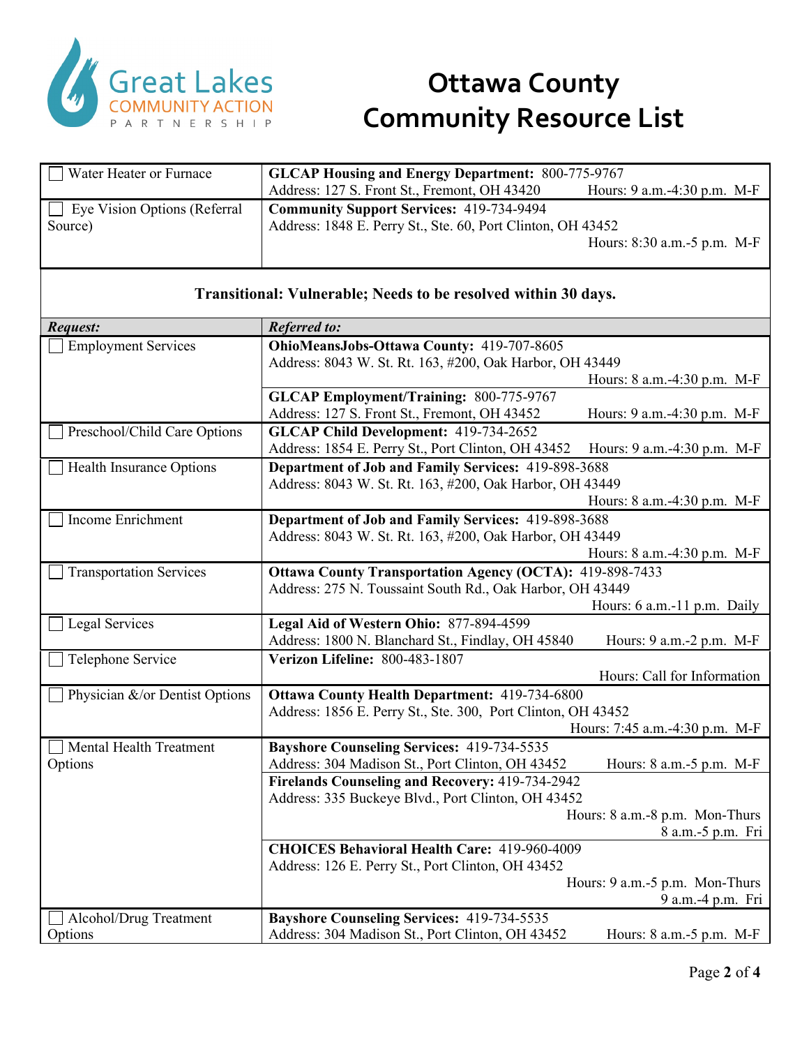# Ottawa County Community Resource List

| | |
|---|---|
| ☐ Water Heater or Furnace | **GLCAP Housing and Energy Department:** 800-775-9767<br>Address: 127 S. Front St., Fremont, OH 43420 Hours: 9 a.m.-4:30 p.m. M-F |
| ☐ Eye Vision Options (Referral Source) | **Community Support Services:** 419-734-9494<br>Address: 1848 E. Perry St., Ste. 60, Port Clinton, OH 43452<br>Hours: 8:30 a.m.-5 p.m. M-F |

**Transitional: Vulnerable; Needs to be resolved within 30 days.**

| *Request:* | *Referred to:* |
|---|---|
| ☐ Employment Services | **OhioMeansJobs-Ottawa County:** 419-707-8605<br>Address: 8043 W. St. Rt. 163, #200, Oak Harbor, OH 43449<br>Hours: 8 a.m.-4:30 p.m. M-F |
| | **GLCAP Employment/Training:** 800-775-9767<br>Address: 127 S. Front St., Fremont, OH 43452 Hours: 9 a.m.-4:30 p.m. M-F |
| ☐ Preschool/Child Care Options | **GLCAP Child Development:** 419-734-2652<br>Address: 1854 E. Perry St., Port Clinton, OH 43452 Hours: 9 a.m.-4:30 p.m. M-F |
| ☐ Health Insurance Options | **Department of Job and Family Services:** 419-898-3688<br>Address: 8043 W. St. Rt. 163, #200, Oak Harbor, OH 43449<br>Hours: 8 a.m.-4:30 p.m. M-F |
| ☐ Income Enrichment | **Department of Job and Family Services:** 419-898-3688<br>Address: 8043 W. St. Rt. 163, #200, Oak Harbor, OH 43449<br>Hours: 8 a.m.-4:30 p.m. M-F |
| ☐ Transportation Services | **Ottawa County Transportation Agency (OCTA):** 419-898-7433<br>Address: 275 N. Toussaint South Rd., Oak Harbor, OH 43449<br>Hours: 6 a.m.-11 p.m. Daily |
| ☐ Legal Services | **Legal Aid of Western Ohio:** 877-894-4599<br>Address: 1800 N. Blanchard St., Findlay, OH 45840 Hours: 9 a.m.-2 p.m. M-F |
| ☐ Telephone Service | **Verizon Lifeline:** 800-483-1807<br>Hours: Call for Information |
| ☐ Physician &/or Dentist Options | **Ottawa County Health Department:** 419-734-6800<br>Address: 1856 E. Perry St., Ste. 300, Port Clinton, OH 43452<br>Hours: 7:45 a.m.-4:30 p.m. M-F |
| ☐ Mental Health Treatment Options | **Bayshore Counseling Services:** 419-734-5535<br>Address: 304 Madison St., Port Clinton, OH 43452 Hours: 8 a.m.-5 p.m. M-F |
| | **Firelands Counseling and Recovery:** 419-734-2942<br>Address: 335 Buckeye Blvd., Port Clinton, OH 43452<br>Hours: 8 a.m.-8 p.m. Mon-Thurs<br>8 a.m.-5 p.m. Fri |
| | **CHOICES Behavioral Health Care:** 419-960-4009<br>Address: 126 E. Perry St., Port Clinton, OH 43452<br>Hours: 9 a.m.-5 p.m. Mon-Thurs<br>9 a.m.-4 p.m. Fri |
| ☐ Alcohol/Drug Treatment Options | **Bayshore Counseling Services:** 419-734-5535<br>Address: 304 Madison St., Port Clinton, OH 43452 Hours: 8 a.m.-5 p.m. M-F |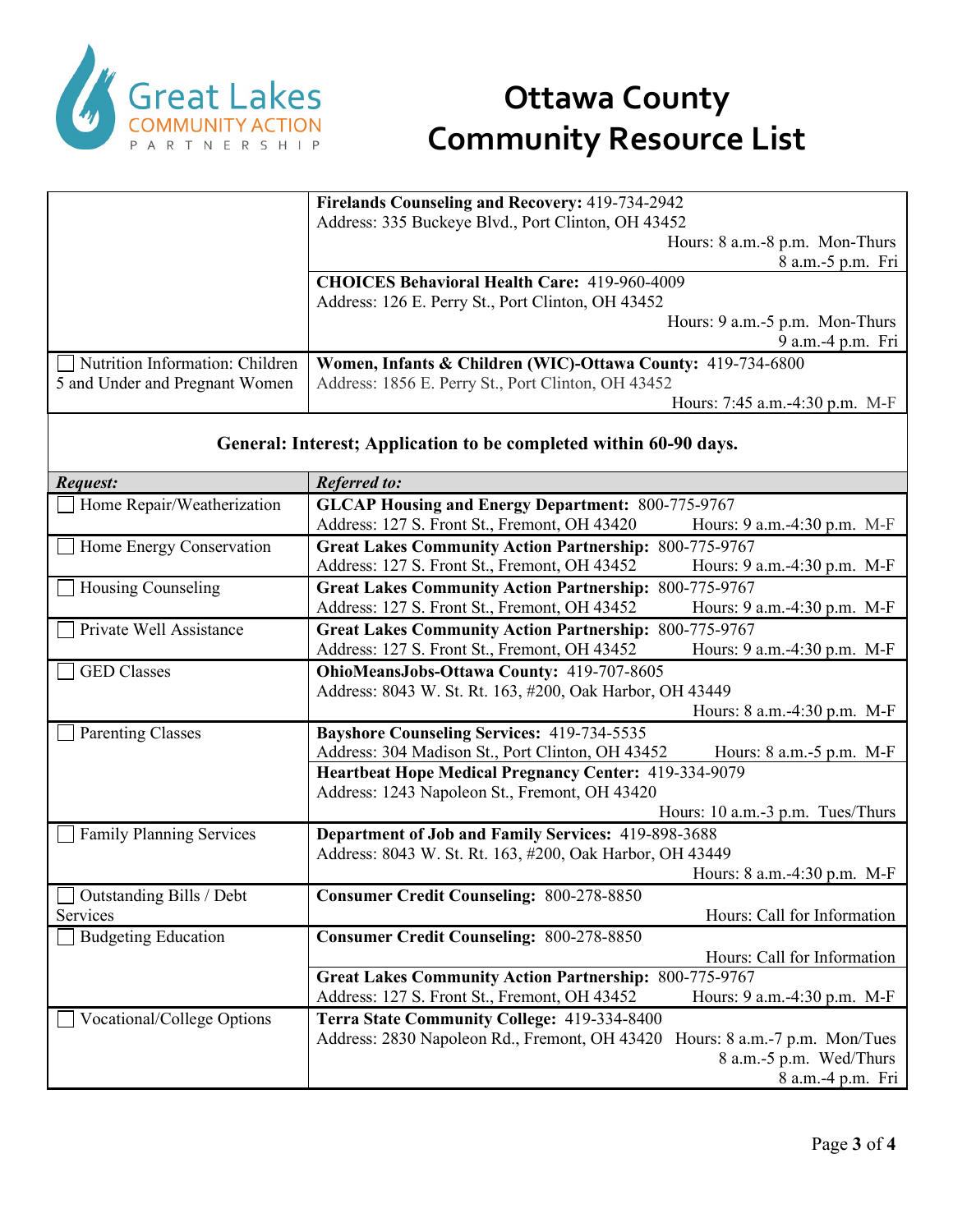# Ottawa County
# Community Resource List

| | |
|---|---|
| | **Firelands Counseling and Recovery:** 419-734-2942<br>Address: 335 Buckeye Blvd., Port Clinton, OH 43452<br>Hours: 8 a.m.-8 p.m. Mon-Thurs<br>8 a.m.-5 p.m. Fri |
| | **CHOICES Behavioral Health Care:** 419-960-4009<br>Address: 126 E. Perry St., Port Clinton, OH 43452<br>Hours: 9 a.m.-5 p.m. Mon-Thurs<br>9 a.m.-4 p.m. Fri |
| ☐ Nutrition Information: Children 5 and Under and Pregnant Women | **Women, Infants & Children (WIC)-Ottawa County:** 419-734-6800<br>Address: 1856 E. Perry St., Port Clinton, OH 43452<br>Hours: 7:45 a.m.-4:30 p.m. M-F |

**General: Interest; Application to be completed within 60-90 days.**

| *Request:* | *Referred to:* |
|---|---|
| ☐ Home Repair/Weatherization | **GLCAP Housing and Energy Department:** 800-775-9767<br>Address: 127 S. Front St., Fremont, OH 43420 Hours: 9 a.m.-4:30 p.m. M-F |
| ☐ Home Energy Conservation | **Great Lakes Community Action Partnership:** 800-775-9767<br>Address: 127 S. Front St., Fremont, OH 43452 Hours: 9 a.m.-4:30 p.m. M-F |
| ☐ Housing Counseling | **Great Lakes Community Action Partnership:** 800-775-9767<br>Address: 127 S. Front St., Fremont, OH 43452 Hours: 9 a.m.-4:30 p.m. M-F |
| ☐ Private Well Assistance | **Great Lakes Community Action Partnership:** 800-775-9767<br>Address: 127 S. Front St., Fremont, OH 43452 Hours: 9 a.m.-4:30 p.m. M-F |
| ☐ GED Classes | **OhioMeansJobs-Ottawa County:** 419-707-8605<br>Address: 8043 W. St. Rt. 163, #200, Oak Harbor, OH 43449<br>Hours: 8 a.m.-4:30 p.m. M-F |
| ☐ Parenting Classes | **Bayshore Counseling Services:** 419-734-5535<br>Address: 304 Madison St., Port Clinton, OH 43452 Hours: 8 a.m.-5 p.m. M-F |
| | **Heartbeat Hope Medical Pregnancy Center:** 419-334-9079<br>Address: 1243 Napoleon St., Fremont, OH 43420<br>Hours: 10 a.m.-3 p.m. Tues/Thurs |
| ☐ Family Planning Services | **Department of Job and Family Services:** 419-898-3688<br>Address: 8043 W. St. Rt. 163, #200, Oak Harbor, OH 43449<br>Hours: 8 a.m.-4:30 p.m. M-F |
| ☐ Outstanding Bills / Debt Services | **Consumer Credit Counseling:** 800-278-8850<br>Hours: Call for Information |
| ☐ Budgeting Education | **Consumer Credit Counseling:** 800-278-8850<br>Hours: Call for Information |
| | **Great Lakes Community Action Partnership:** 800-775-9767<br>Address: 127 S. Front St., Fremont, OH 43452 Hours: 9 a.m.-4:30 p.m. M-F |
| ☐ Vocational/College Options | **Terra State Community College:** 419-334-8400<br>Address: 2830 Napoleon Rd., Fremont, OH 43420 Hours: 8 a.m.-7 p.m. Mon/Tues<br>8 a.m.-5 p.m. Wed/Thurs<br>8 a.m.-4 p.m. Fri |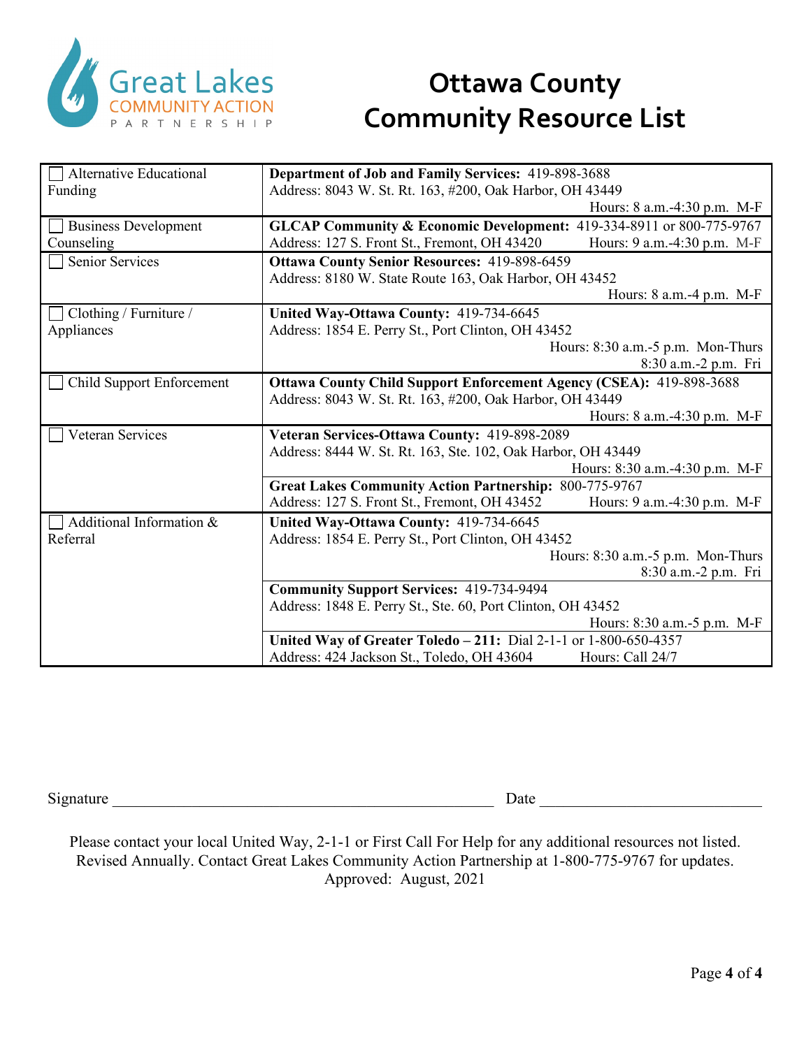Great Lakes COMMUNITY ACTION PARTNERSHIP

# Ottawa County Community Resource List

| | |
|---|---|
| ☐ Alternative Educational Funding | **Department of Job and Family Services:** 419-898-3688<br>Address: 8043 W. St. Rt. 163, #200, Oak Harbor, OH 43449<br>Hours: 8 a.m.-4:30 p.m. M-F |
| ☐ Business Development Counseling | **GLCAP Community & Economic Development:** 419-334-8911 or 800-775-9767<br>Address: 127 S. Front St., Fremont, OH 43420 Hours: 9 a.m.-4:30 p.m. M-F |
| ☐ Senior Services | **Ottawa County Senior Resources:** 419-898-6459<br>Address: 8180 W. State Route 163, Oak Harbor, OH 43452<br>Hours: 8 a.m.-4 p.m. M-F |
| ☐ Clothing / Furniture / Appliances | **United Way-Ottawa County:** 419-734-6645<br>Address: 1854 E. Perry St., Port Clinton, OH 43452<br>Hours: 8:30 a.m.-5 p.m. Mon-Thurs<br>8:30 a.m.-2 p.m. Fri |
| ☐ Child Support Enforcement | **Ottawa County Child Support Enforcement Agency (CSEA):** 419-898-3688<br>Address: 8043 W. St. Rt. 163, #200, Oak Harbor, OH 43449<br>Hours: 8 a.m.-4:30 p.m. M-F |
| ☐ Veteran Services | **Veteran Services-Ottawa County:** 419-898-2089<br>Address: 8444 W. St. Rt. 163, Ste. 102, Oak Harbor, OH 43449<br>Hours: 8:30 a.m.-4:30 p.m. M-F |
| | **Great Lakes Community Action Partnership:** 800-775-9767<br>Address: 127 S. Front St., Fremont, OH 43452 Hours: 9 a.m.-4:30 p.m. M-F |
| ☐ Additional Information & Referral | **United Way-Ottawa County:** 419-734-6645<br>Address: 1854 E. Perry St., Port Clinton, OH 43452<br>Hours: 8:30 a.m.-5 p.m. Mon-Thurs<br>8:30 a.m.-2 p.m. Fri |
| | **Community Support Services:** 419-734-9494<br>Address: 1848 E. Perry St., Ste. 60, Port Clinton, OH 43452<br>Hours: 8:30 a.m.-5 p.m. M-F |
| | **United Way of Greater Toledo – 211:** Dial 2-1-1 or 1-800-650-4357<br>Address: 424 Jackson St., Toledo, OH 43604 Hours: Call 24/7 |

Signature ______________________________ Date ____________________

Please contact your local United Way, 2-1-1 or First Call For Help for any additional resources not listed.
Revised Annually. Contact Great Lakes Community Action Partnership at 1-800-775-9767 for updates.
Approved: August, 2021